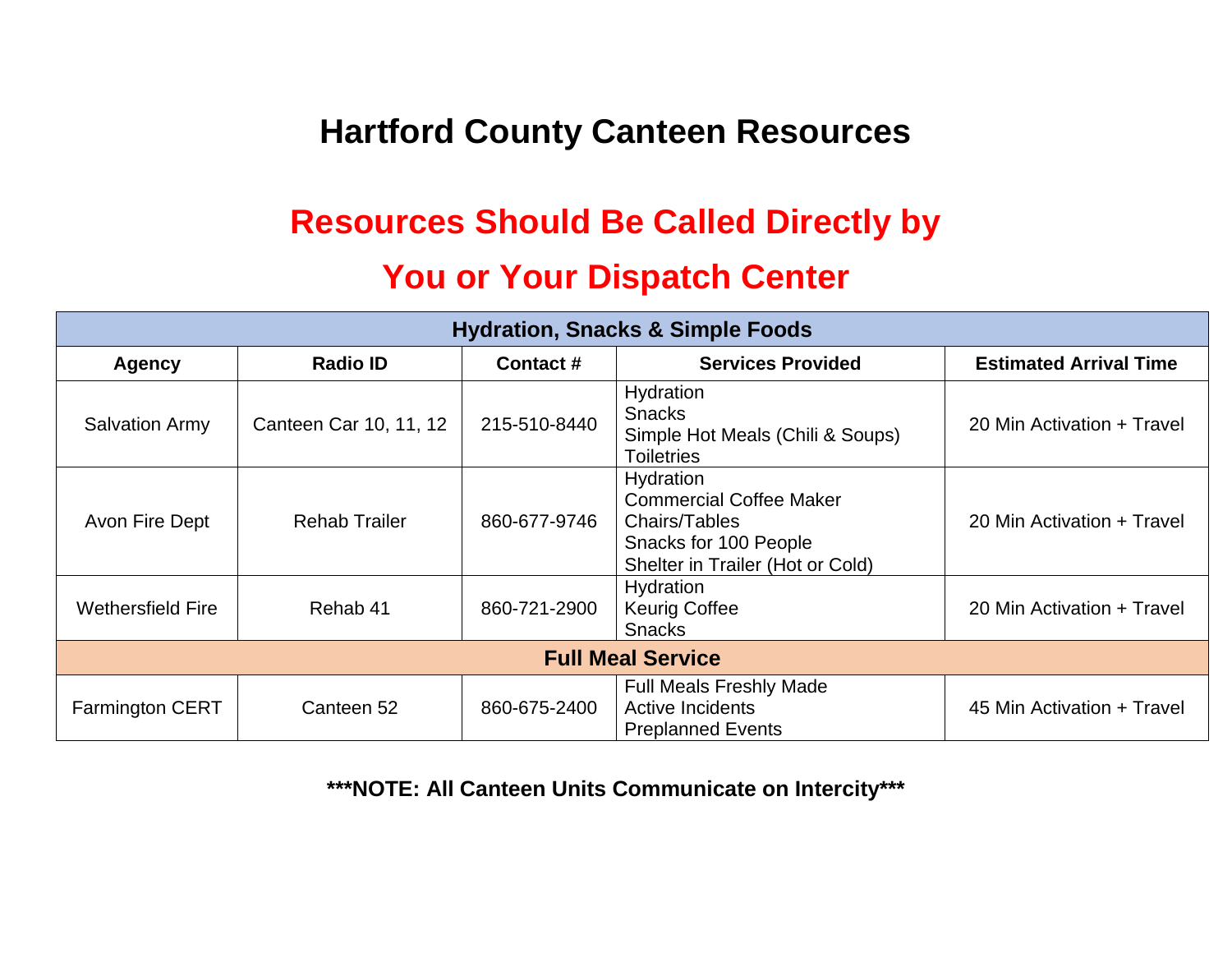# Hartford County Canteen Resources

## Resources Should Be Called Directly by You or Your Dispatch Center

| Hydration, Snacks & Simple Foods | | | | |
|---|---|---|---|---|
| **Agency** | **Radio ID** | **Contact #** | **Services Provided** | **Estimated Arrival Time** |
| Salvation Army | Canteen Car 10, 11, 12 | 215-510-8440 | Hydration<br>Snacks<br>Simple Hot Meals (Chili & Soups)<br>Toiletries | 20 Min Activation + Travel |
| Avon Fire Dept | Rehab Trailer | 860-677-9746 | Hydration<br>Commercial Coffee Maker<br>Chairs/Tables<br>Snacks for 100 People<br>Shelter in Trailer (Hot or Cold) | 20 Min Activation + Travel |
| Wethersfield Fire | Rehab 41 | 860-721-2900 | Hydration<br>Keurig Coffee<br>Snacks | 20 Min Activation + Travel |
| **Full Meal Service** | | | | |
| Farmington CERT | Canteen 52 | 860-675-2400 | Full Meals Freshly Made<br>Active Incidents<br>Preplanned Events | 45 Min Activation + Travel |

**\*\*\*NOTE: All Canteen Units Communicate on Intercity\*\*\***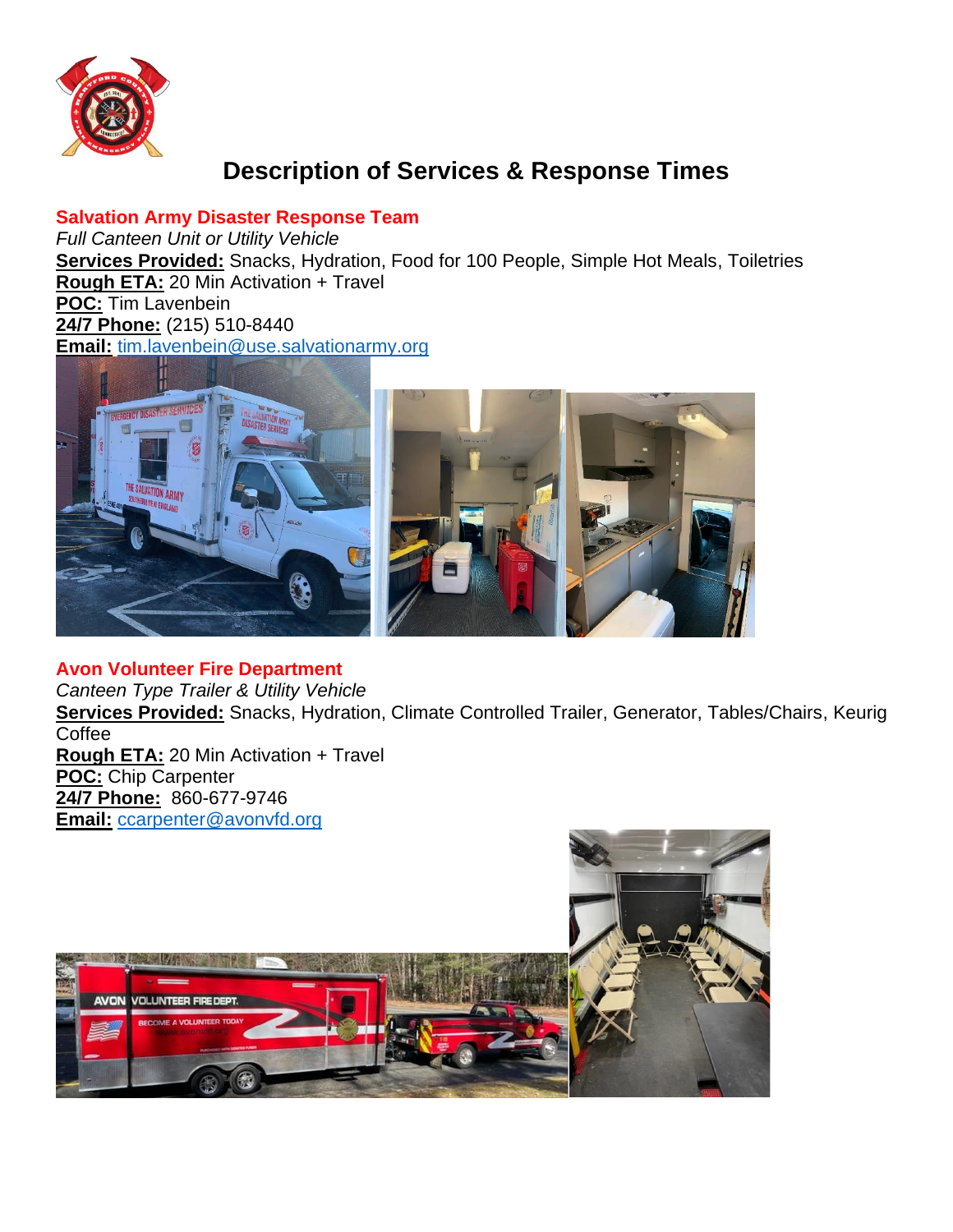# Description of Services & Response Times

**Salvation Army Disaster Response Team**

*Full Canteen Unit or Utility Vehicle*

**Services Provided:** Snacks, Hydration, Food for 100 People, Simple Hot Meals, Toiletries

**Rough ETA:** 20 Min Activation + Travel

**POC:** Tim Lavenbein

**24/7 Phone:** (215) 510-8440

**Email:** tim.lavenbein@use.salvationarmy.org

**Avon Volunteer Fire Department**

*Canteen Type Trailer & Utility Vehicle*

**Services Provided:** Snacks, Hydration, Climate Controlled Trailer, Generator, Tables/Chairs, Keurig Coffee

**Rough ETA:** 20 Min Activation + Travel

**POC:** Chip Carpenter

**24/7 Phone:** 860-677-9746

**Email:** ccarpenter@avonvfd.org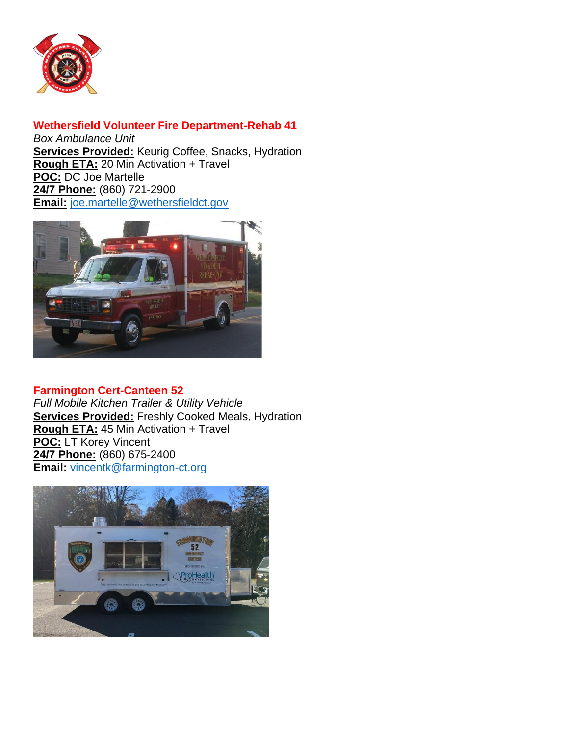## Wethersfield Volunteer Fire Department-Rehab 41

*Box Ambulance Unit*

**Services Provided:** Keurig Coffee, Snacks, Hydration
**Rough ETA:** 20 Min Activation + Travel
**POC:** DC Joe Martelle
**24/7 Phone:** (860) 721-2900
**Email:** joe.martelle@wethersfieldct.gov

## Farmington Cert-Canteen 52

*Full Mobile Kitchen Trailer & Utility Vehicle*

**Services Provided:** Freshly Cooked Meals, Hydration
**Rough ETA:** 45 Min Activation + Travel
**POC:** LT Korey Vincent
**24/7 Phone:** (860) 675-2400
**Email:** vincentk@farmington-ct.org